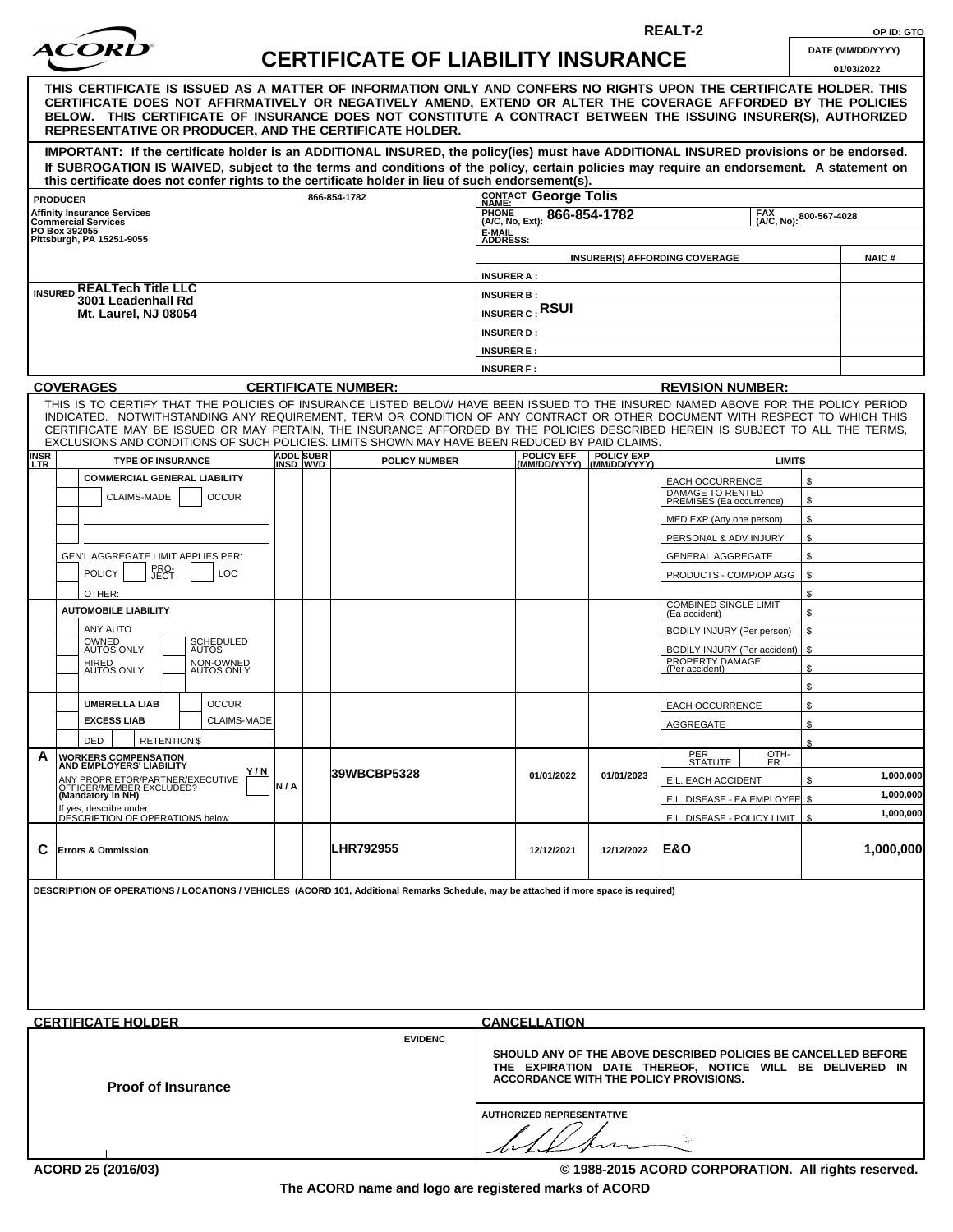REALT-2 OP ID: GTO

ACORD

# CERTIFICATE OF LIABILITY INSURANCE

DATE (MM/DD/YYYY): 01/03/2022

**THIS CERTIFICATE IS ISSUED AS A MATTER OF INFORMATION ONLY AND CONFERS NO RIGHTS UPON THE CERTIFICATE HOLDER. THIS CERTIFICATE DOES NOT AFFIRMATIVELY OR NEGATIVELY AMEND, EXTEND OR ALTER THE COVERAGE AFFORDED BY THE POLICIES BELOW. THIS CERTIFICATE OF INSURANCE DOES NOT CONSTITUTE A CONTRACT BETWEEN THE ISSUING INSURER(S), AUTHORIZED REPRESENTATIVE OR PRODUCER, AND THE CERTIFICATE HOLDER.**

**IMPORTANT: If the certificate holder is an ADDITIONAL INSURED, the policy(ies) must have ADDITIONAL INSURED provisions or be endorsed. If SUBROGATION IS WAIVED, subject to the terms and conditions of the policy, certain policies may require an endorsement. A statement on this certificate does not confer rights to the certificate holder in lieu of such endorsement(s).**

| PRODUCER 866-854-1782 | CONTACT NAME: George Tolis | |
|---|---|---|
| Affinity Insurance Services<br>Commercial Services<br>PO Box 392055<br>Pittsburgh, PA 15251-9055 | PHONE (A/C, No, Ext): 866-854-1782 | FAX (A/C, No): 800-567-4028 |
| | E-MAIL ADDRESS: | |
| | INSURER(S) AFFORDING COVERAGE | NAIC # |
| | INSURER A : | |
| INSURED REALTech Title LLC<br>3001 Leadenhall Rd<br>Mt. Laurel, NJ 08054 | INSURER B : | |
| | INSURER C : RSUI | |
| | INSURER D : | |
| | INSURER E : | |
| | INSURER F : | |

**COVERAGES** CERTIFICATE NUMBER: REVISION NUMBER:

THIS IS TO CERTIFY THAT THE POLICIES OF INSURANCE LISTED BELOW HAVE BEEN ISSUED TO THE INSURED NAMED ABOVE FOR THE POLICY PERIOD INDICATED. NOTWITHSTANDING ANY REQUIREMENT, TERM OR CONDITION OF ANY CONTRACT OR OTHER DOCUMENT WITH RESPECT TO WHICH THIS CERTIFICATE MAY BE ISSUED OR MAY PERTAIN, THE INSURANCE AFFORDED BY THE POLICIES DESCRIBED HEREIN IS SUBJECT TO ALL THE TERMS, EXCLUSIONS AND CONDITIONS OF SUCH POLICIES. LIMITS SHOWN MAY HAVE BEEN REDUCED BY PAID CLAIMS.

| INSR LTR | TYPE OF INSURANCE | ADDL INSD | SUBR WVD | POLICY NUMBER | POLICY EFF (MM/DD/YYYY) | POLICY EXP (MM/DD/YYYY) | LIMITS | |
|---|---|---|---|---|---|---|---|---|
| | COMMERCIAL GENERAL LIABILITY<br>CLAIMS-MADE / OCCUR<br>GEN'L AGGREGATE LIMIT APPLIES PER: POLICY / PRO-JECT / LOC<br>OTHER: | | | | | | EACH OCCURRENCE | $ |
| | | | | | | | DAMAGE TO RENTED PREMISES (Ea occurrence) | $ |
| | | | | | | | MED EXP (Any one person) | $ |
| | | | | | | | PERSONAL & ADV INJURY | $ |
| | | | | | | | GENERAL AGGREGATE | $ |
| | | | | | | | PRODUCTS - COMP/OP AGG | $ |
| | | | | | | | | $ |
| | AUTOMOBILE LIABILITY<br>ANY AUTO<br>OWNED AUTOS ONLY / SCHEDULED AUTOS<br>HIRED AUTOS ONLY / NON-OWNED AUTOS ONLY | | | | | | COMBINED SINGLE LIMIT (Ea accident) | $ |
| | | | | | | | BODILY INJURY (Per person) | $ |
| | | | | | | | BODILY INJURY (Per accident) | $ |
| | | | | | | | PROPERTY DAMAGE (Per accident) | $ |
| | | | | | | | | $ |
| | UMBRELLA LIAB / OCCUR<br>EXCESS LIAB / CLAIMS-MADE<br>DED / RETENTION $ | | | | | | EACH OCCURRENCE | $ |
| | | | | | | | AGGREGATE | $ |
| | | | | | | | | $ |
| A | WORKERS COMPENSATION AND EMPLOYERS' LIABILITY Y/N<br>ANY PROPRIETOR/PARTNER/EXECUTIVE OFFICER/MEMBER EXCLUDED? (Mandatory in NH)<br>If yes, describe under DESCRIPTION OF OPERATIONS below | N / A | | 39WBCBP5328 | 01/01/2022 | 01/01/2023 | PER STATUTE / OTH-ER | |
| | | | | | | | E.L. EACH ACCIDENT | $ 1,000,000 |
| | | | | | | | E.L. DISEASE - EA EMPLOYEE | $ 1,000,000 |
| | | | | | | | E.L. DISEASE - POLICY LIMIT | $ 1,000,000 |
| C | Errors & Ommission | | | LHR792955 | 12/12/2021 | 12/12/2022 | E&O | 1,000,000 |

**DESCRIPTION OF OPERATIONS / LOCATIONS / VEHICLES (ACORD 101, Additional Remarks Schedule, may be attached if more space is required)**

| CERTIFICATE HOLDER | CANCELLATION |
|---|---|
| EVIDENC<br><br>**Proof of Insurance** | **SHOULD ANY OF THE ABOVE DESCRIBED POLICIES BE CANCELLED BEFORE THE EXPIRATION DATE THEREOF, NOTICE WILL BE DELIVERED IN ACCORDANCE WITH THE POLICY PROVISIONS.** |
| | AUTHORIZED REPRESENTATIVE |

ACORD 25 (2016/03) © 1988-2015 ACORD CORPORATION. All rights reserved.

The ACORD name and logo are registered marks of ACORD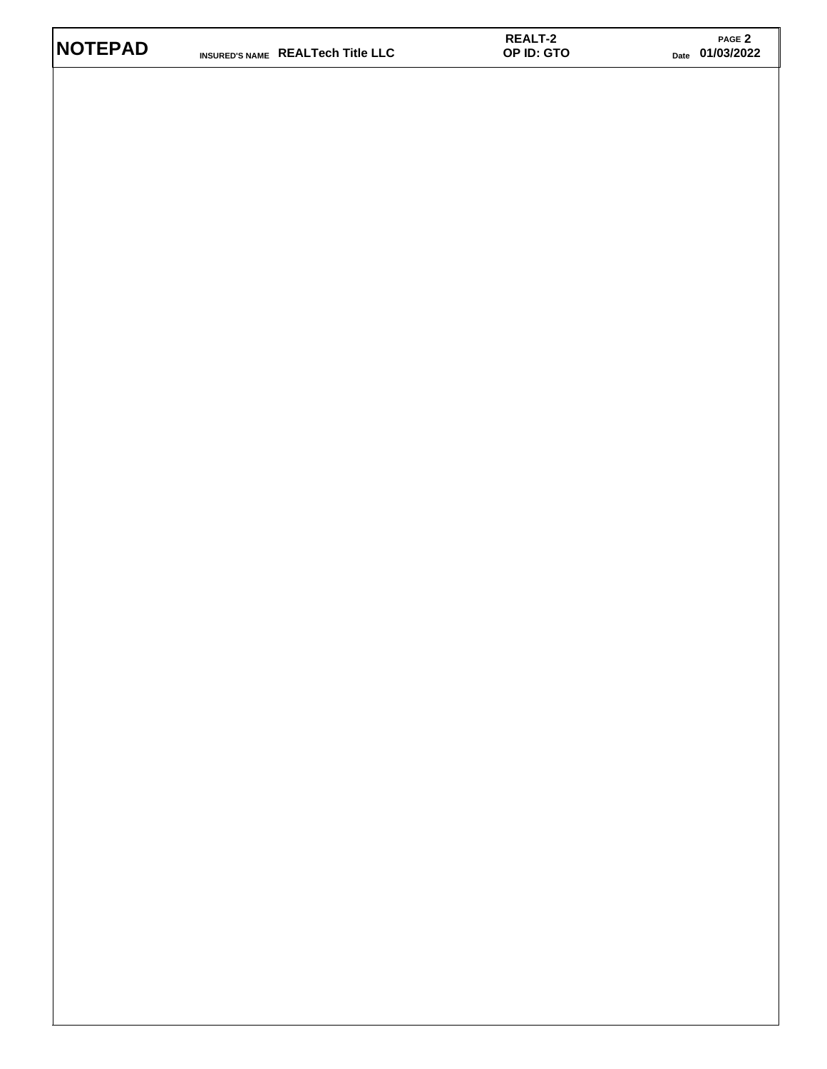# NOTEPAD

INSURED'S NAME **REALTech Title LLC**

**REALT-2**
**OP ID: GTO**

Date **01/03/2022**